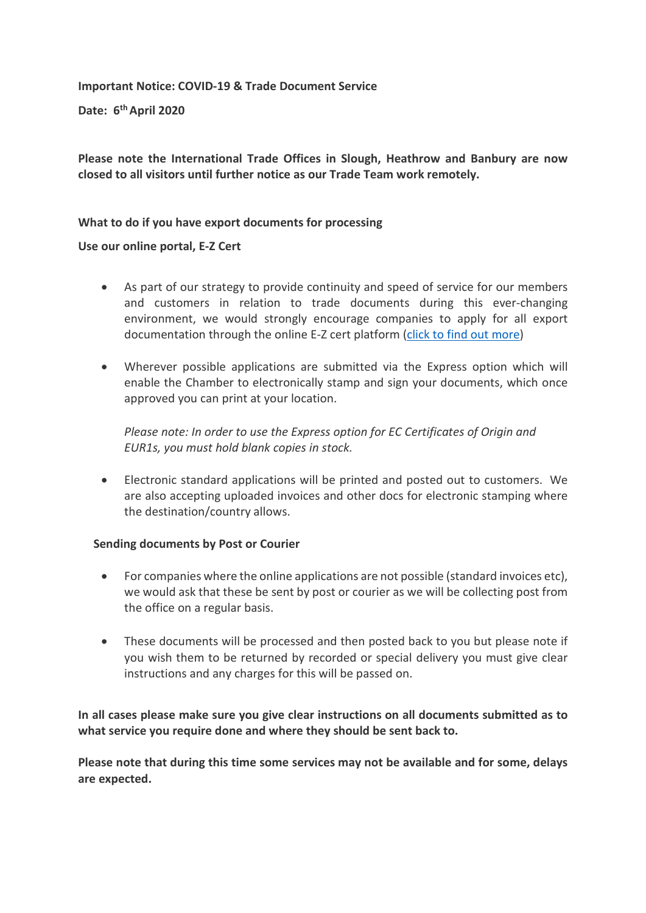**Important Notice: COVID-19 & Trade Document Service**

**Date: 6th April 2020**

**Please note the International Trade Offices in Slough, Heathrow and Banbury are now closed to all visitors until further notice as our Trade Team work remotely.**

**What to do if you have export documents for processing**

**Use our online portal, E-Z Cert**

- As part of our strategy to provide continuity and speed of service for our members and customers in relation to trade documents during this ever-changing environment, we would strongly encourage companies to apply for all export documentation through the online E-Z cert platform (click to find out more)

- Wherever possible applications are submitted via the Express option which will enable the Chamber to electronically stamp and sign your documents, which once approved you can print at your location.

  *Please note: In order to use the Express option for EC Certificates of Origin and EUR1s, you must hold blank copies in stock.*

- Electronic standard applications will be printed and posted out to customers. We are also accepting uploaded invoices and other docs for electronic stamping where the destination/country allows.

**Sending documents by Post or Courier**

- For companies where the online applications are not possible (standard invoices etc), we would ask that these be sent by post or courier as we will be collecting post from the office on a regular basis.

- These documents will be processed and then posted back to you but please note if you wish them to be returned by recorded or special delivery you must give clear instructions and any charges for this will be passed on.

**In all cases please make sure you give clear instructions on all documents submitted as to what service you require done and where they should be sent back to.**

**Please note that during this time some services may not be available and for some, delays are expected.**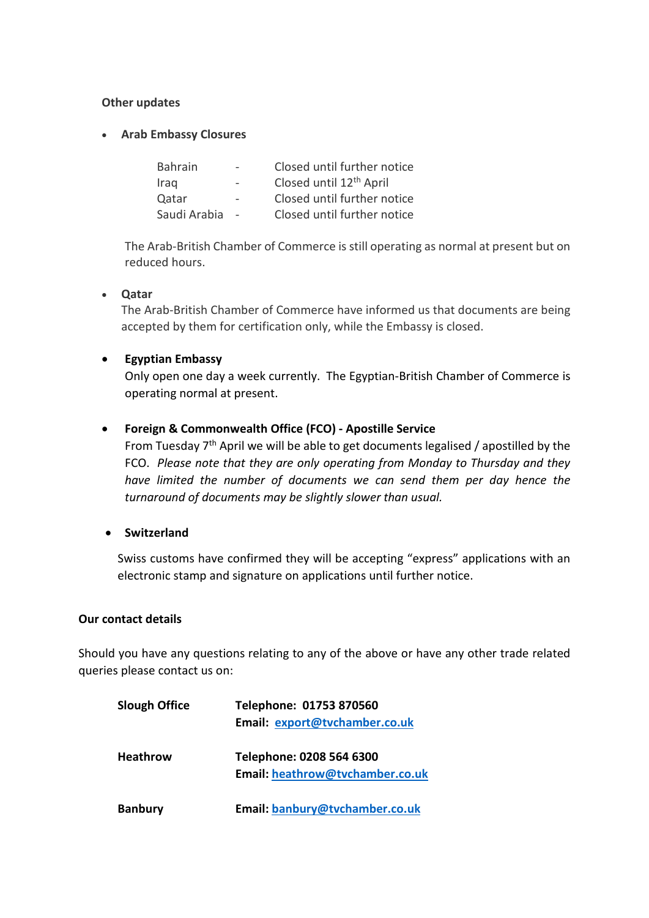**Other updates**

- **Arab Embassy Closures**

| | | |
|---|---|---|
| Bahrain | - | Closed until further notice |
| Iraq | - | Closed until 12th April |
| Qatar | - | Closed until further notice |
| Saudi Arabia | - | Closed until further notice |

The Arab-British Chamber of Commerce is still operating as normal at present but on reduced hours.

- **Qatar**
  The Arab-British Chamber of Commerce have informed us that documents are being accepted by them for certification only, while the Embassy is closed.

- **Egyptian Embassy**
  Only open one day a week currently. The Egyptian-British Chamber of Commerce is operating normal at present.

- **Foreign & Commonwealth Office (FCO) - Apostille Service**
  From Tuesday 7th April we will be able to get documents legalised / apostilled by the FCO. *Please note that they are only operating from Monday to Thursday and they have limited the number of documents we can send them per day hence the turnaround of documents may be slightly slower than usual.*

- **Switzerland**

  Swiss customs have confirmed they will be accepting "express" applications with an electronic stamp and signature on applications until further notice.

**Our contact details**

Should you have any questions relating to any of the above or have any other trade related queries please contact us on:

| | |
|---|---|
| **Slough Office** | **Telephone: 01753 870560**<br>**Email: export@tvchamber.co.uk** |
| **Heathrow** | **Telephone: 0208 564 6300**<br>**Email: heathrow@tvchamber.co.uk** |
| **Banbury** | **Email: banbury@tvchamber.co.uk** |